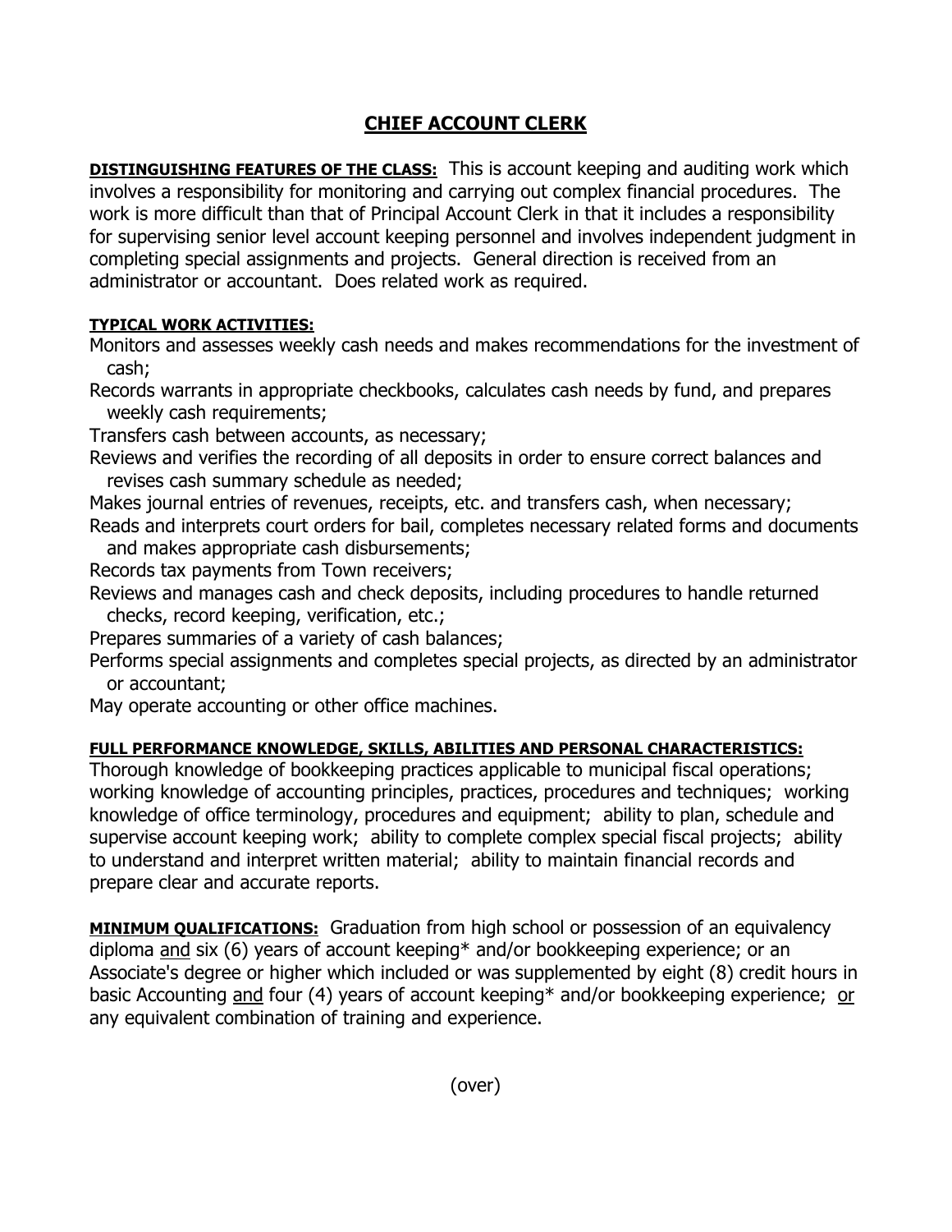# CHIEF ACCOUNT CLERK

**DISTINGUISHING FEATURES OF THE CLASS:** This is account keeping and auditing work which involves a responsibility for monitoring and carrying out complex financial procedures. The work is more difficult than that of Principal Account Clerk in that it includes a responsibility for supervising senior level account keeping personnel and involves independent judgment in completing special assignments and projects. General direction is received from an administrator or accountant. Does related work as required.

**TYPICAL WORK ACTIVITIES:**

Monitors and assesses weekly cash needs and makes recommendations for the investment of cash;

Records warrants in appropriate checkbooks, calculates cash needs by fund, and prepares weekly cash requirements;

Transfers cash between accounts, as necessary;

Reviews and verifies the recording of all deposits in order to ensure correct balances and revises cash summary schedule as needed;

Makes journal entries of revenues, receipts, etc. and transfers cash, when necessary;

Reads and interprets court orders for bail, completes necessary related forms and documents and makes appropriate cash disbursements;

Records tax payments from Town receivers;

Reviews and manages cash and check deposits, including procedures to handle returned checks, record keeping, verification, etc.;

Prepares summaries of a variety of cash balances;

Performs special assignments and completes special projects, as directed by an administrator or accountant;

May operate accounting or other office machines.

**FULL PERFORMANCE KNOWLEDGE, SKILLS, ABILITIES AND PERSONAL CHARACTERISTICS:**

Thorough knowledge of bookkeeping practices applicable to municipal fiscal operations; working knowledge of accounting principles, practices, procedures and techniques; working knowledge of office terminology, procedures and equipment; ability to plan, schedule and supervise account keeping work; ability to complete complex special fiscal projects; ability to understand and interpret written material; ability to maintain financial records and prepare clear and accurate reports.

**MINIMUM QUALIFICATIONS:** Graduation from high school or possession of an equivalency diploma and six (6) years of account keeping* and/or bookkeeping experience; or an Associate's degree or higher which included or was supplemented by eight (8) credit hours in basic Accounting and four (4) years of account keeping* and/or bookkeeping experience; or any equivalent combination of training and experience.

(over)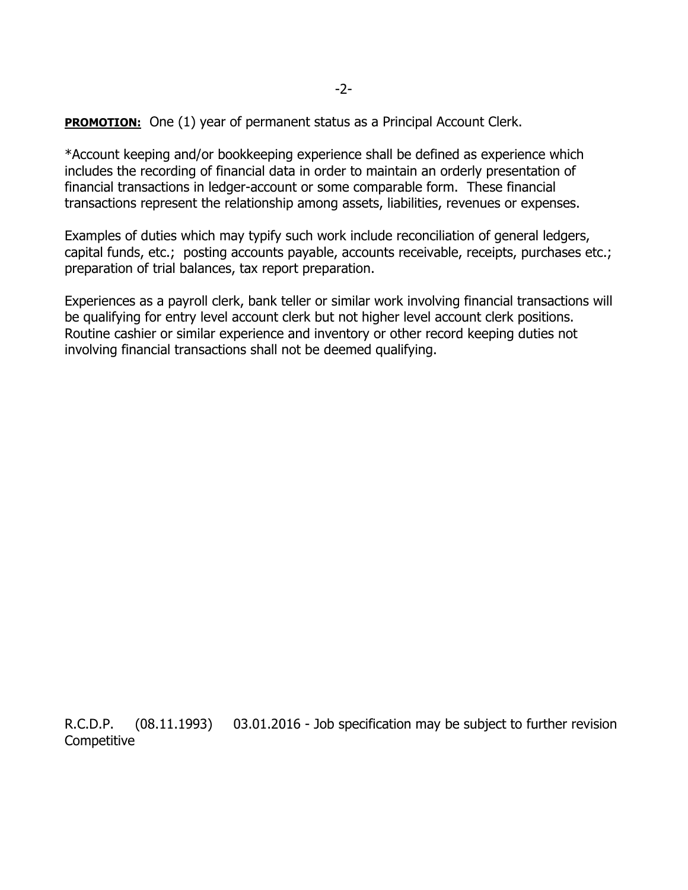**PROMOTION:** One (1) year of permanent status as a Principal Account Clerk.

*Account keeping and/or bookkeeping experience shall be defined as experience which includes the recording of financial data in order to maintain an orderly presentation of financial transactions in ledger-account or some comparable form. These financial transactions represent the relationship among assets, liabilities, revenues or expenses.

Examples of duties which may typify such work include reconciliation of general ledgers, capital funds, etc.; posting accounts payable, accounts receivable, receipts, purchases etc.; preparation of trial balances, tax report preparation.

Experiences as a payroll clerk, bank teller or similar work involving financial transactions will be qualifying for entry level account clerk but not higher level account clerk positions. Routine cashier or similar experience and inventory or other record keeping duties not involving financial transactions shall not be deemed qualifying.

R.C.D.P. (08.11.1993) 03.01.2016 - Job specification may be subject to further revision
Competitive